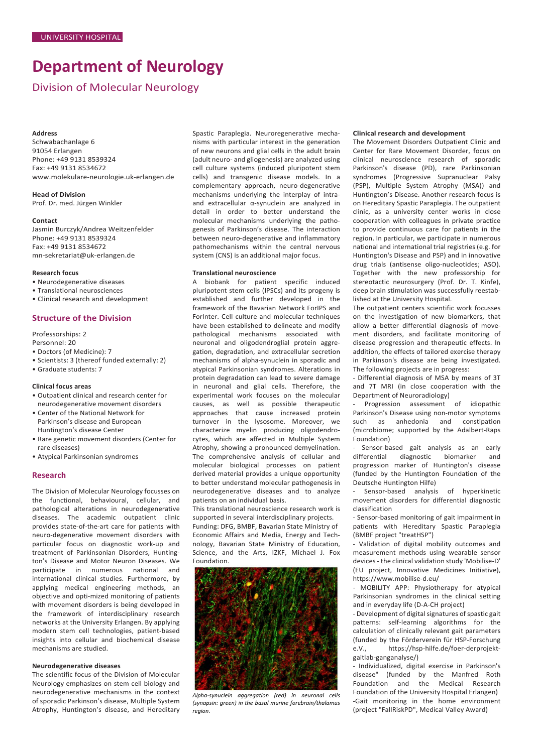UNIVERSITY HOSPITAL

# Department of Neurology

## Division of Molecular Neurology

**Address**
Schwabachanlage 6
91054 Erlangen
Phone: +49 9131 8539324
Fax: +49 9131 8534672
www.molekulare-neurologie.uk-erlangen.de

**Head of Division**
Prof. Dr. med. Jürgen Winkler

**Contact**
Jasmin Burczyk/Andrea Weitzenfelder
Phone: +49 9131 8539324
Fax: +49 9131 8534672
mn-sekretariat@uk-erlangen.de

**Research focus**
- Neurodegenerative diseases
- Translational neurosciences
- Clinical research and development

### Structure of the Division

Professorships: 2
Personnel: 20
- Doctors (of Medicine): 7
- Scientists: 3 (thereof funded externally: 2)
- Graduate students: 7

**Clinical focus areas**
- Outpatient clinical and research center for neurodegenerative movement disorders
- Center of the National Network for Parkinson's disease and European Huntington's disease Center
- Rare genetic movement disorders (Center for rare diseases)
- Atypical Parkinsonian syndromes

### Research

The Division of Molecular Neurology focusses on the functional, behavioural, cellular, and pathological alterations in neurodegenerative diseases. The academic outpatient clinic provides state-of-the-art care for patients with neuro-degenerative movement disorders with particular focus on diagnostic work-up and treatment of Parkinson Disorders, Huntington's Disease and Motor Neuron Diseases. We participate in numerous national and international clinical studies. Furthermore, by applying medical engineering methods, an objective and opti-mized monitoring of patients with movement disorders is being developed in the framework of interdisciplinary research networks at the University Erlangen. By applying modern stem cell technologies, patient-based insights into cellular and biochemical disease mechanisms are studied.

**Neurodegenerative diseases**
The scientific focus of the Division of Molecular Neurology emphasizes on stem cell biology and neurodegenerative mechanisms in the context of sporadic Parkinson's disease, Multiple System Atrophy, Huntington's disease, and Hereditary Spastic Paraplegia. Neuroregenerative mechanisms with particular interest in the generation of new neurons and glial cells in the adult brain (adult neuro- and gliogenesis) are analyzed using cell culture systems (induced pluripotent stem cells) and transgenic disease models. In a complementary approach, neuro-degenerative mechanisms underlying the interplay of intra- and extracellular α-synuclein are analyzed in detail in order to better understand the molecular mechanisms underlying the pathogenesis of Parkinson's disease. The interaction between neuro-degenerative and inflammatory pathomechanisms within the central nervous system (CNS) is an additional major focus.

**Translational neuroscience**
A biobank for patient specific induced pluripotent stem cells (IPSCs) and its progeny is established and further developed in the framework of the Bavarian Network ForIPS and ForInter. Cell culture and molecular techniques have been established to delineate and modify pathological mechanisms associated with neuronal and oligodendroglial protein aggregation, degradation, and extracellular secretion mechanisms of alpha-synuclein in sporadic and atypical Parkinsonian syndromes. Alterations in protein degradation can lead to severe damage in neuronal and glial cells. Therefore, the experimental work focuses on the molecular causes, as well as possible therapeutic approaches that cause increased protein turnover in the lysosome. Moreover, we characterize myelin producing oligodendrocytes, which are affected in Multiple System Atrophy, showing a pronounced demyelination. The comprehensive analysis of cellular and molecular biological processes on patient derived material provides a unique opportunity to better understand molecular pathogenesis in neurodegenerative diseases and to analyze patients on an individual basis.
This translational neuroscience research work is supported in several interdisciplinary projects.
Funding: DFG, BMBF, Bavarian State Ministry of Economic Affairs and Media, Energy and Technology, Bavarian State Ministry of Education, Science, and the Arts, IZKF, Michael J. Fox Foundation.

*Alpha-synuclein aggregation (red) in neuronal cells (synapsin: green) in the basal murine forebrain/thalamus region.*

**Clinical research and development**
The Movement Disorders Outpatient Clinic and Center for Rare Movement Disorder, focus on clinical neuroscience research of sporadic Parkinson's disease (PD), rare Parkinsonian syndromes (Progressive Supranuclear Palsy (PSP), Multiple System Atrophy (MSA)) and Huntington's Disease. Another research focus is on Hereditary Spastic Paraplegia. The outpatient clinic, as a university center works in close cooperation with colleagues in private practice to provide continuous care for patients in the region. In particular, we participate in numerous national and international trial registries (e.g. for Huntington's Disease and PSP) and in innovative drug trials (antisense oligo-nucleotides; ASO). Together with the new professorship for stereotactic neurosurgery (Prof. Dr. T. Kinfe), deep brain stimulation was successfully reestablished at the University Hospital.
The outpatient centers scientific work focusses on the investigation of new biomarkers, that allow a better differential diagnosis of movement disorders, and facilitate monitoring of disease progression and therapeutic effects. In addition, the effects of tailored exercise therapy in Parkinson's disease are being investigated. The following projects are in progress:
- Differential diagnosis of MSA by means of 3T and 7T MRI (in close cooperation with the Department of Neuroradiology)
- Progression assessment of idiopathic Parkinson's Disease using non-motor symptoms such as anhedonia and constipation (microbiome; supported by the Adalbert-Raps Foundation)
- Sensor-based gait analysis as an early differential diagnostic biomarker and progression marker of Huntington's disease (funded by the Huntington Foundation of the Deutsche Huntington Hilfe)
- Sensor-based analysis of hyperkinetic movement disorders for differential diagnostic classification
- Sensor-based monitoring of gait impairment in patients with Hereditary Spastic Paraplegia (BMBF project "treatHSP")
- Validation of digital mobility outcomes and measurement methods using wearable sensor devices - the clinical validation study 'Mobilise-D' (EU project, Innovative Medicines Initiative), https://www.mobilise-d.eu/
- MOBILITY APP: Physiotherapy for atypical Parkinsonian syndromes in the clinical setting and in everyday life (D-A-CH project)
- Development of digital signatures of spastic gait patterns: self-learning algorithms for the calculation of clinically relevant gait parameters (funded by the Förderverein für HSP-Forschung e.V., https://hsp-hilfe.de/foer-derprojekt-gaitlab-ganganalyse/)
- Individualized, digital exercise in Parkinson's disease" (funded by the Manfred Roth Foundation and the Medical Research Foundation of the University Hospital Erlangen)
-Gait monitoring in the home environment (project "FallRiskPD", Medical Valley Award)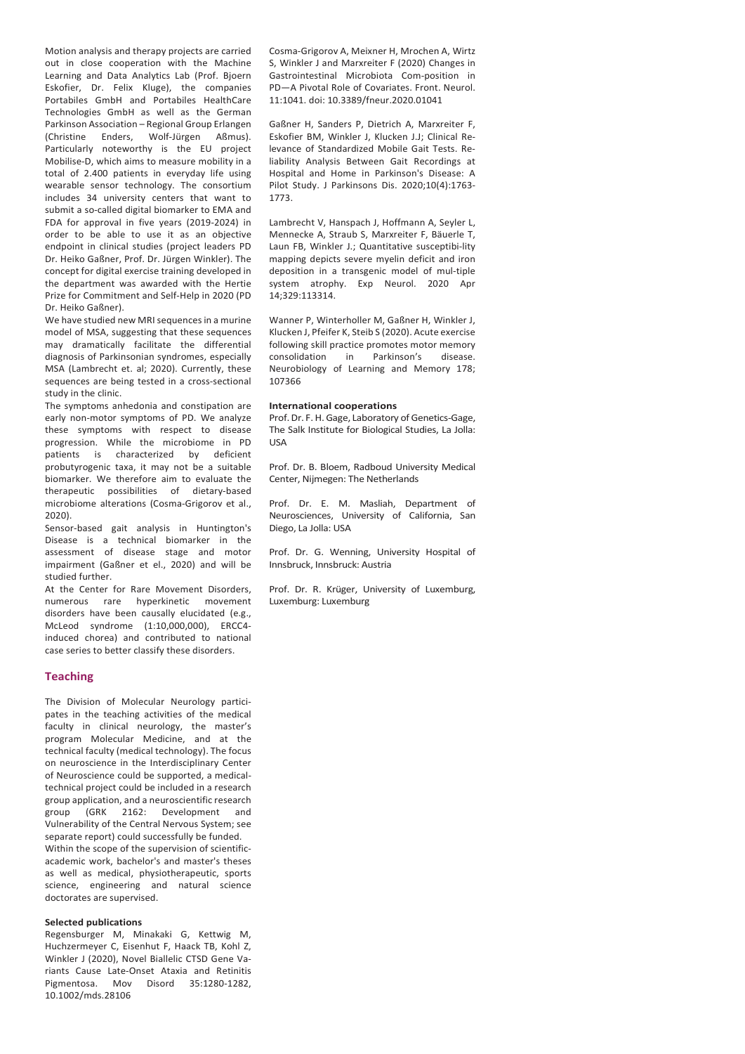Motion analysis and therapy projects are carried out in close cooperation with the Machine Learning and Data Analytics Lab (Prof. Bjoern Eskofier, Dr. Felix Kluge), the companies Portabiles GmbH and Portabiles HealthCare Technologies GmbH as well as the German Parkinson Association – Regional Group Erlangen (Christine Enders, Wolf-Jürgen Aßmus). Particularly noteworthy is the EU project Mobilise-D, which aims to measure mobility in a total of 2.400 patients in everyday life using wearable sensor technology. The consortium includes 34 university centers that want to submit a so-called digital biomarker to EMA and FDA for approval in five years (2019-2024) in order to be able to use it as an objective endpoint in clinical studies (project leaders PD Dr. Heiko Gaßner, Prof. Dr. Jürgen Winkler). The concept for digital exercise training developed in the department was awarded with the Hertie Prize for Commitment and Self-Help in 2020 (PD Dr. Heiko Gaßner).

We have studied new MRI sequences in a murine model of MSA, suggesting that these sequences may dramatically facilitate the differential diagnosis of Parkinsonian syndromes, especially MSA (Lambrecht et. al; 2020). Currently, these sequences are being tested in a cross-sectional study in the clinic.

The symptoms anhedonia and constipation are early non-motor symptoms of PD. We analyze these symptoms with respect to disease progression. While the microbiome in PD patients is characterized by deficient probutyrogenic taxa, it may not be a suitable biomarker. We therefore aim to evaluate the therapeutic possibilities of dietary-based microbiome alterations (Cosma-Grigorov et al., 2020).

Sensor-based gait analysis in Huntington's Disease is a technical biomarker in the assessment of disease stage and motor impairment (Gaßner et el., 2020) and will be studied further.

At the Center for Rare Movement Disorders, numerous rare hyperkinetic movement disorders have been causally elucidated (e.g., McLeod syndrome (1:10,000,000), ERCC4-induced chorea) and contributed to national case series to better classify these disorders.

## Teaching

The Division of Molecular Neurology participates in the teaching activities of the medical faculty in clinical neurology, the master's program Molecular Medicine, and at the technical faculty (medical technology). The focus on neuroscience in the Interdisciplinary Center of Neuroscience could be supported, a medical-technical project could be included in a research group application, and a neuroscientific research group (GRK 2162: Development and Vulnerability of the Central Nervous System; see separate report) could successfully be funded.

Within the scope of the supervision of scientific-academic work, bachelor's and master's theses as well as medical, physiotherapeutic, sports science, engineering and natural science doctorates are supervised.

**Selected publications**

Regensburger M, Minakaki G, Kettwig M, Huchzermeyer C, Eisenhut F, Haack TB, Kohl Z, Winkler J (2020), Novel Biallelic CTSD Gene Variants Cause Late-Onset Ataxia and Retinitis Pigmentosa. Mov Disord 35:1280-1282, 10.1002/mds.28106

Cosma-Grigorov A, Meixner H, Mrochen A, Wirtz S, Winkler J and Marxreiter F (2020) Changes in Gastrointestinal Microbiota Com-position in PD—A Pivotal Role of Covariates. Front. Neurol. 11:1041. doi: 10.3389/fneur.2020.01041

Gaßner H, Sanders P, Dietrich A, Marxreiter F, Eskofier BM, Winkler J, Klucken J.J; Clinical Relevance of Standardized Mobile Gait Tests. Reliability Analysis Between Gait Recordings at Hospital and Home in Parkinson's Disease: A Pilot Study. J Parkinsons Dis. 2020;10(4):1763-1773.

Lambrecht V, Hanspach J, Hoffmann A, Seyler L, Mennecke A, Straub S, Marxreiter F, Bäuerle T, Laun FB, Winkler J.; Quantitative susceptibi-lity mapping depicts severe myelin deficit and iron deposition in a transgenic model of mul-tiple system atrophy. Exp Neurol. 2020 Apr 14;329:113314.

Wanner P, Winterholler M, Gaßner H, Winkler J, Klucken J, Pfeifer K, Steib S (2020). Acute exercise following skill practice promotes motor memory consolidation in Parkinson's disease. Neurobiology of Learning and Memory 178; 107366

**International cooperations**

Prof. Dr. F. H. Gage, Laboratory of Genetics-Gage, The Salk Institute for Biological Studies, La Jolla: USA

Prof. Dr. B. Bloem, Radboud University Medical Center, Nijmegen: The Netherlands

Prof. Dr. E. M. Masliah, Department of Neurosciences, University of California, San Diego, La Jolla: USA

Prof. Dr. G. Wenning, University Hospital of Innsbruck, Innsbruck: Austria

Prof. Dr. R. Krüger, University of Luxemburg, Luxemburg: Luxemburg